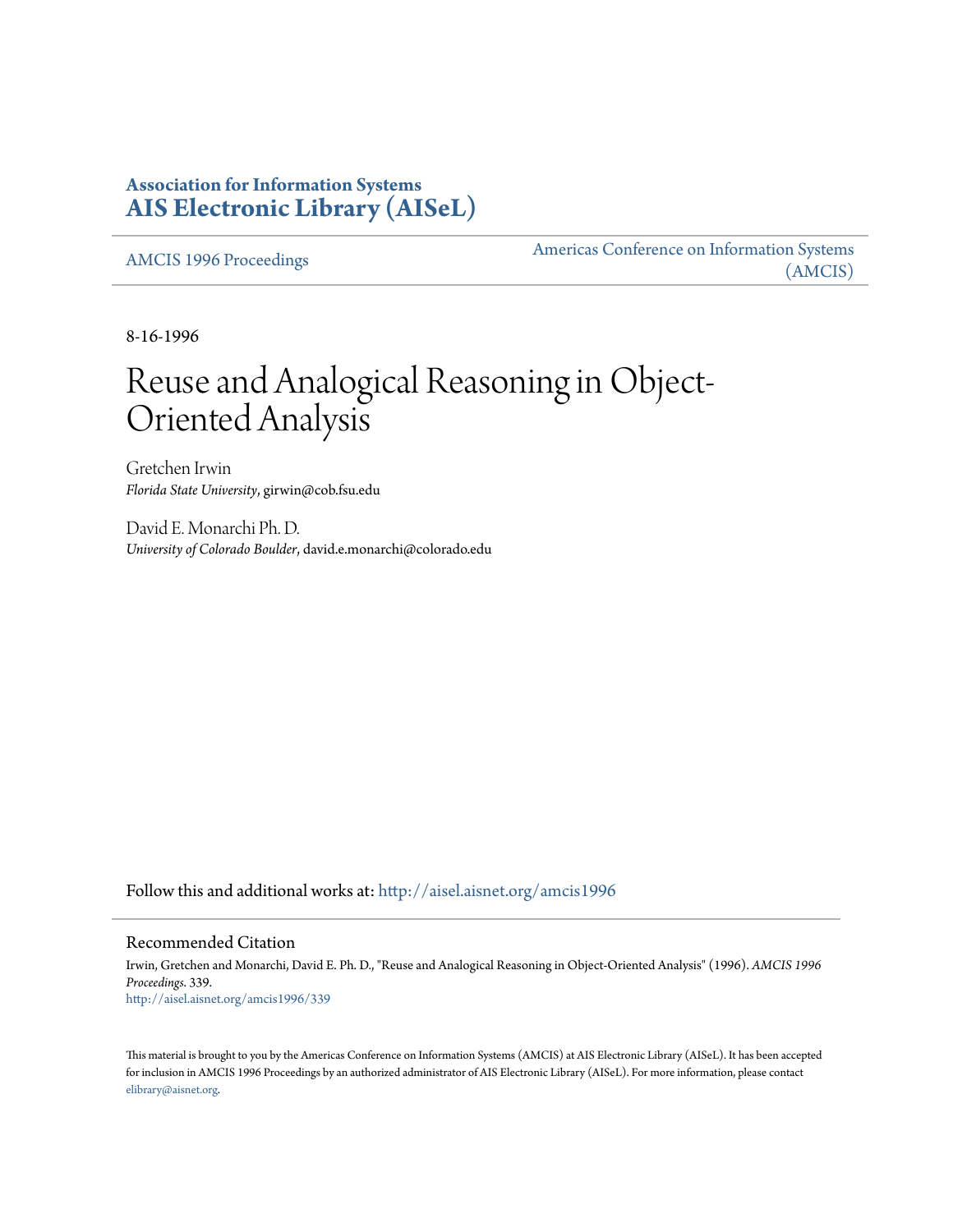# Association for Information Systems
# AIS Electronic Library (AISeL)

AMCIS 1996 Proceedings

Americas Conference on Information Systems (AMCIS)

8-16-1996

# Reuse and Analogical Reasoning in Object-Oriented Analysis

Gretchen Irwin
*Florida State University*, girwin@cob.fsu.edu

David E. Monarchi Ph. D.
*University of Colorado Boulder*, david.e.monarchi@colorado.edu

Follow this and additional works at: http://aisel.aisnet.org/amcis1996

## Recommended Citation

Irwin, Gretchen and Monarchi, David E. Ph. D., "Reuse and Analogical Reasoning in Object-Oriented Analysis" (1996). *AMCIS 1996 Proceedings*. 339.
http://aisel.aisnet.org/amcis1996/339

This material is brought to you by the Americas Conference on Information Systems (AMCIS) at AIS Electronic Library (AISeL). It has been accepted for inclusion in AMCIS 1996 Proceedings by an authorized administrator of AIS Electronic Library (AISeL). For more information, please contact elibrary@aisnet.org.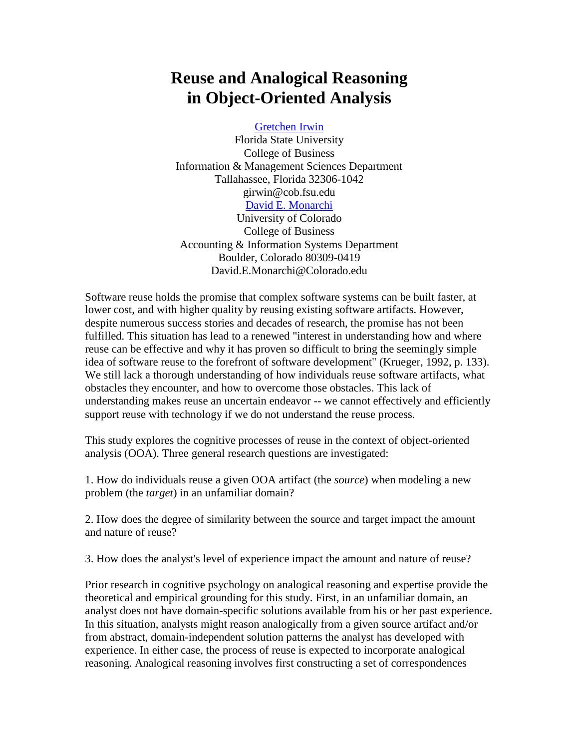# Reuse and Analogical Reasoning in Object-Oriented Analysis

[Gretchen Irwin](#)  
Florida State University  
College of Business  
Information & Management Sciences Department  
Tallahassee, Florida 32306-1042  
girwin@cob.fsu.edu  
[David E. Monarchi](#)  
University of Colorado  
College of Business  
Accounting & Information Systems Department  
Boulder, Colorado 80309-0419  
David.E.Monarchi@Colorado.edu

Software reuse holds the promise that complex software systems can be built faster, at lower cost, and with higher quality by reusing existing software artifacts. However, despite numerous success stories and decades of research, the promise has not been fulfilled. This situation has lead to a renewed "interest in understanding how and where reuse can be effective and why it has proven so difficult to bring the seemingly simple idea of software reuse to the forefront of software development" (Krueger, 1992, p. 133). We still lack a thorough understanding of how individuals reuse software artifacts, what obstacles they encounter, and how to overcome those obstacles. This lack of understanding makes reuse an uncertain endeavor -- we cannot effectively and efficiently support reuse with technology if we do not understand the reuse process.

This study explores the cognitive processes of reuse in the context of object-oriented analysis (OOA). Three general research questions are investigated:

1. How do individuals reuse a given OOA artifact (the *source*) when modeling a new problem (the *target*) in an unfamiliar domain?

2. How does the degree of similarity between the source and target impact the amount and nature of reuse?

3. How does the analyst's level of experience impact the amount and nature of reuse?

Prior research in cognitive psychology on analogical reasoning and expertise provide the theoretical and empirical grounding for this study. First, in an unfamiliar domain, an analyst does not have domain-specific solutions available from his or her past experience. In this situation, analysts might reason analogically from a given source artifact and/or from abstract, domain-independent solution patterns the analyst has developed with experience. In either case, the process of reuse is expected to incorporate analogical reasoning. Analogical reasoning involves first constructing a set of correspondences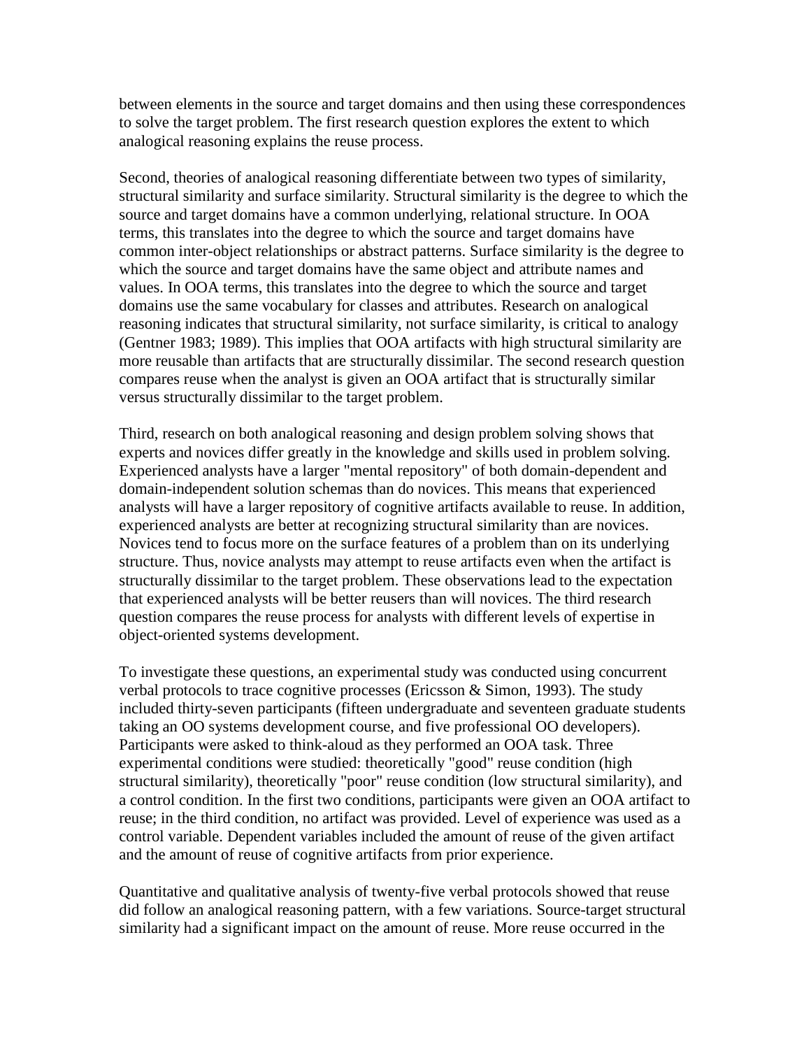between elements in the source and target domains and then using these correspondences to solve the target problem. The first research question explores the extent to which analogical reasoning explains the reuse process.

Second, theories of analogical reasoning differentiate between two types of similarity, structural similarity and surface similarity. Structural similarity is the degree to which the source and target domains have a common underlying, relational structure. In OOA terms, this translates into the degree to which the source and target domains have common inter-object relationships or abstract patterns. Surface similarity is the degree to which the source and target domains have the same object and attribute names and values. In OOA terms, this translates into the degree to which the source and target domains use the same vocabulary for classes and attributes. Research on analogical reasoning indicates that structural similarity, not surface similarity, is critical to analogy (Gentner 1983; 1989). This implies that OOA artifacts with high structural similarity are more reusable than artifacts that are structurally dissimilar. The second research question compares reuse when the analyst is given an OOA artifact that is structurally similar versus structurally dissimilar to the target problem.

Third, research on both analogical reasoning and design problem solving shows that experts and novices differ greatly in the knowledge and skills used in problem solving. Experienced analysts have a larger "mental repository" of both domain-dependent and domain-independent solution schemas than do novices. This means that experienced analysts will have a larger repository of cognitive artifacts available to reuse. In addition, experienced analysts are better at recognizing structural similarity than are novices. Novices tend to focus more on the surface features of a problem than on its underlying structure. Thus, novice analysts may attempt to reuse artifacts even when the artifact is structurally dissimilar to the target problem. These observations lead to the expectation that experienced analysts will be better reusers than will novices. The third research question compares the reuse process for analysts with different levels of expertise in object-oriented systems development.

To investigate these questions, an experimental study was conducted using concurrent verbal protocols to trace cognitive processes (Ericsson & Simon, 1993). The study included thirty-seven participants (fifteen undergraduate and seventeen graduate students taking an OO systems development course, and five professional OO developers). Participants were asked to think-aloud as they performed an OOA task. Three experimental conditions were studied: theoretically "good" reuse condition (high structural similarity), theoretically "poor" reuse condition (low structural similarity), and a control condition. In the first two conditions, participants were given an OOA artifact to reuse; in the third condition, no artifact was provided. Level of experience was used as a control variable. Dependent variables included the amount of reuse of the given artifact and the amount of reuse of cognitive artifacts from prior experience.

Quantitative and qualitative analysis of twenty-five verbal protocols showed that reuse did follow an analogical reasoning pattern, with a few variations. Source-target structural similarity had a significant impact on the amount of reuse. More reuse occurred in the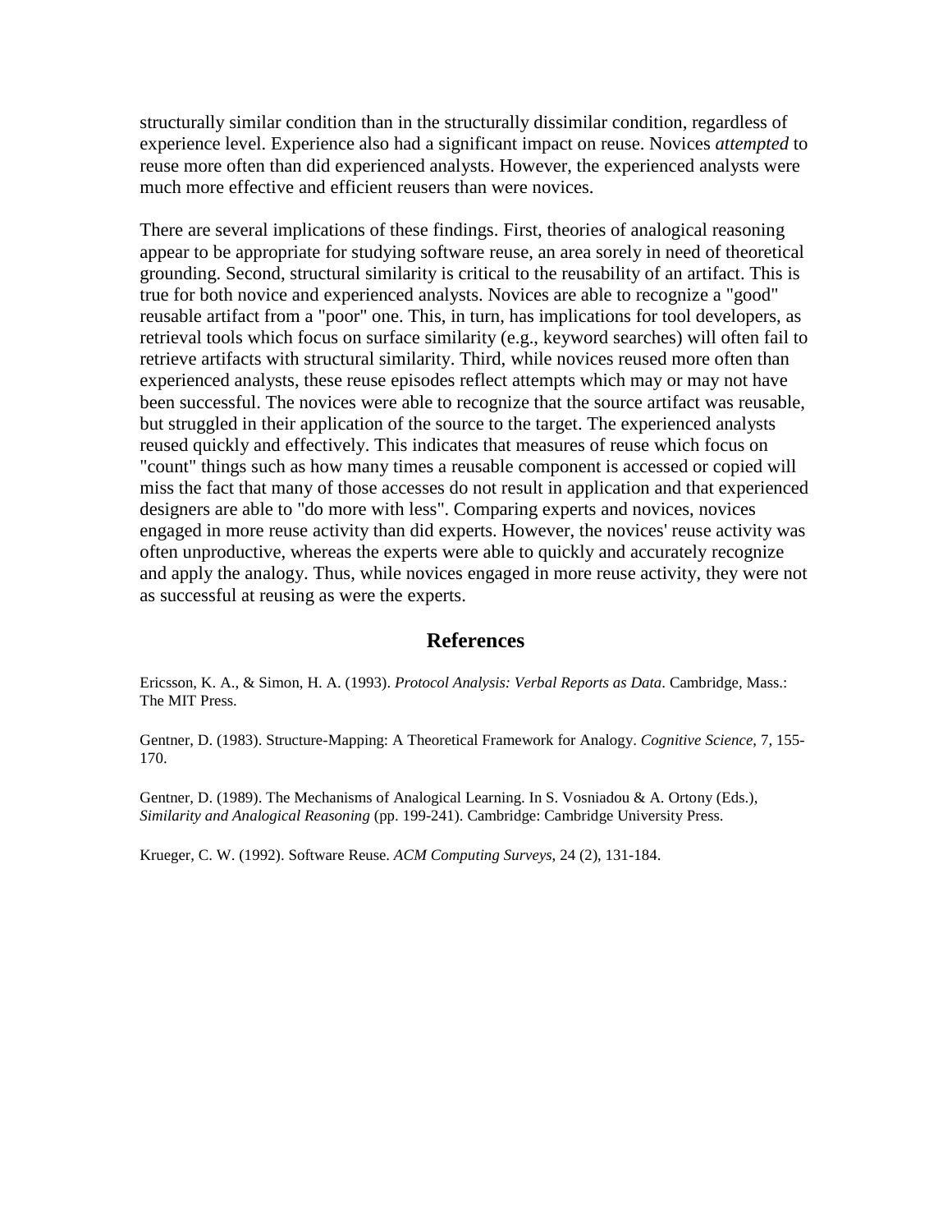structurally similar condition than in the structurally dissimilar condition, regardless of experience level. Experience also had a significant impact on reuse. Novices *attempted* to reuse more often than did experienced analysts. However, the experienced analysts were much more effective and efficient reusers than were novices.

There are several implications of these findings. First, theories of analogical reasoning appear to be appropriate for studying software reuse, an area sorely in need of theoretical grounding. Second, structural similarity is critical to the reusability of an artifact. This is true for both novice and experienced analysts. Novices are able to recognize a "good" reusable artifact from a "poor" one. This, in turn, has implications for tool developers, as retrieval tools which focus on surface similarity (e.g., keyword searches) will often fail to retrieve artifacts with structural similarity. Third, while novices reused more often than experienced analysts, these reuse episodes reflect attempts which may or may not have been successful. The novices were able to recognize that the source artifact was reusable, but struggled in their application of the source to the target. The experienced analysts reused quickly and effectively. This indicates that measures of reuse which focus on "count" things such as how many times a reusable component is accessed or copied will miss the fact that many of those accesses do not result in application and that experienced designers are able to "do more with less". Comparing experts and novices, novices engaged in more reuse activity than did experts. However, the novices' reuse activity was often unproductive, whereas the experts were able to quickly and accurately recognize and apply the analogy. Thus, while novices engaged in more reuse activity, they were not as successful at reusing as were the experts.

## References

Ericsson, K. A., & Simon, H. A. (1993). *Protocol Analysis: Verbal Reports as Data*. Cambridge, Mass.: The MIT Press.

Gentner, D. (1983). Structure-Mapping: A Theoretical Framework for Analogy. *Cognitive Science*, 7, 155-170.

Gentner, D. (1989). The Mechanisms of Analogical Learning. In S. Vosniadou & A. Ortony (Eds.), *Similarity and Analogical Reasoning* (pp. 199-241). Cambridge: Cambridge University Press.

Krueger, C. W. (1992). Software Reuse. *ACM Computing Surveys*, 24 (2), 131-184.